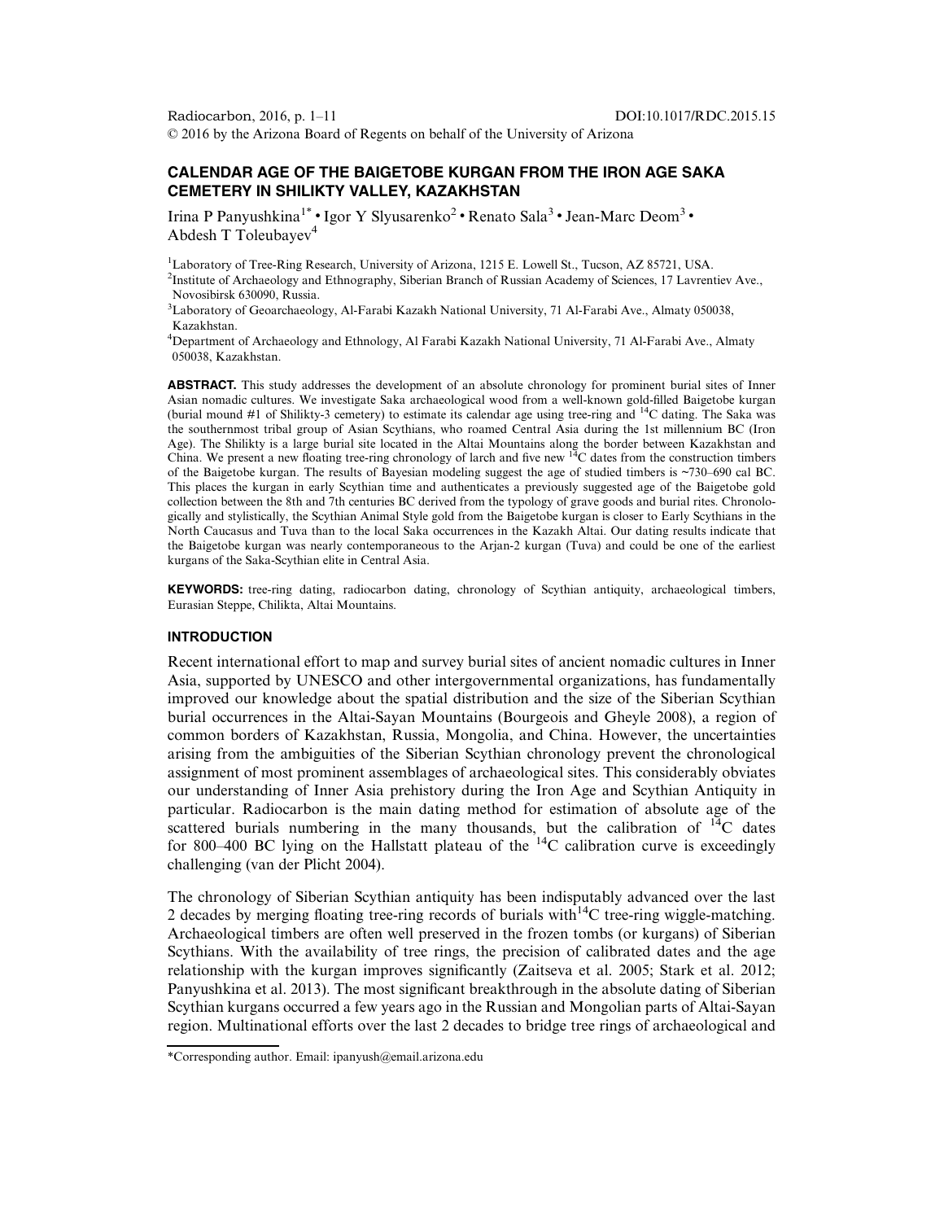# CALENDAR AGE OF THE BAIGETOBE KURGAN FROM THE IRON AGE SAKA CEMETERY IN SHILIKTY VALLEY, KAZAKHSTAN

Irina P Panyushkina[1*] • Igor Y Slyusarenko[2] • Renato Sala[3] • Jean-Marc Deom[3] • Abdesh T Toleubayev[4]

[1]Laboratory of Tree-Ring Research, University of Arizona, 1215 E. Lowell St., Tucson, AZ 85721, USA.
[2]Institute of Archaeology and Ethnography, Siberian Branch of Russian Academy of Sciences, 17 Lavrentiev Ave., Novosibirsk 630090, Russia.
[3]Laboratory of Geoarchaeology, Al-Farabi Kazakh National University, 71 Al-Farabi Ave., Almaty 050038, Kazakhstan.
[4]Department of Archaeology and Ethnology, Al Farabi Kazakh National University, 71 Al-Farabi Ave., Almaty 050038, Kazakhstan.

**ABSTRACT.** This study addresses the development of an absolute chronology for prominent burial sites of Inner Asian nomadic cultures. We investigate Saka archaeological wood from a well-known gold-filled Baigetobe kurgan (burial mound #1 of Shilikty-3 cemetery) to estimate its calendar age using tree-ring and $^{14}C$ dating. The Saka was the southernmost tribal group of Asian Scythians, who roamed Central Asia during the 1st millennium BC (Iron Age). The Shilikty is a large burial site located in the Altai Mountains along the border between Kazakhstan and China. We present a new floating tree-ring chronology of larch and five new $^{14}C$ dates from the construction timbers of the Baigetobe kurgan. The results of Bayesian modeling suggest the age of studied timbers is ~730–690 cal BC. This places the kurgan in early Scythian time and authenticates a previously suggested age of the Baigetobe gold collection between the 8th and 7th centuries BC derived from the typology of grave goods and burial rites. Chronologically and stylistically, the Scythian Animal Style gold from the Baigetobe kurgan is closer to Early Scythians in the North Caucasus and Tuva than to the local Saka occurrences in the Kazakh Altai. Our dating results indicate that the Baigetobe kurgan was nearly contemporaneous to the Arjan-2 kurgan (Tuva) and could be one of the earliest kurgans of the Saka-Scythian elite in Central Asia.

**KEYWORDS:** tree-ring dating, radiocarbon dating, chronology of Scythian antiquity, archaeological timbers, Eurasian Steppe, Chilikta, Altai Mountains.

## INTRODUCTION

Recent international effort to map and survey burial sites of ancient nomadic cultures in Inner Asia, supported by UNESCO and other intergovernmental organizations, has fundamentally improved our knowledge about the spatial distribution and the size of the Siberian Scythian burial occurrences in the Altai-Sayan Mountains (Bourgeois and Gheyle 2008), a region of common borders of Kazakhstan, Russia, Mongolia, and China. However, the uncertainties arising from the ambiguities of the Siberian Scythian chronology prevent the chronological assignment of most prominent assemblages of archaeological sites. This considerably obviates our understanding of Inner Asia prehistory during the Iron Age and Scythian Antiquity in particular. Radiocarbon is the main dating method for estimation of absolute age of the scattered burials numbering in the many thousands, but the calibration of $^{14}C$ dates for 800–400 BC lying on the Hallstatt plateau of the $^{14}C$ calibration curve is exceedingly challenging (van der Plicht 2004).

The chronology of Siberian Scythian antiquity has been indisputably advanced over the last 2 decades by merging floating tree-ring records of burials with $^{14}C$ tree-ring wiggle-matching. Archaeological timbers are often well preserved in the frozen tombs (or kurgans) of Siberian Scythians. With the availability of tree rings, the precision of calibrated dates and the age relationship with the kurgan improves significantly (Zaitseva et al. 2005; Stark et al. 2012; Panyushkina et al. 2013). The most significant breakthrough in the absolute dating of Siberian Scythian kurgans occurred a few years ago in the Russian and Mongolian parts of Altai-Sayan region. Multinational efforts over the last 2 decades to bridge tree rings of archaeological and

*Corresponding author. Email: ipanyush@email.arizona.edu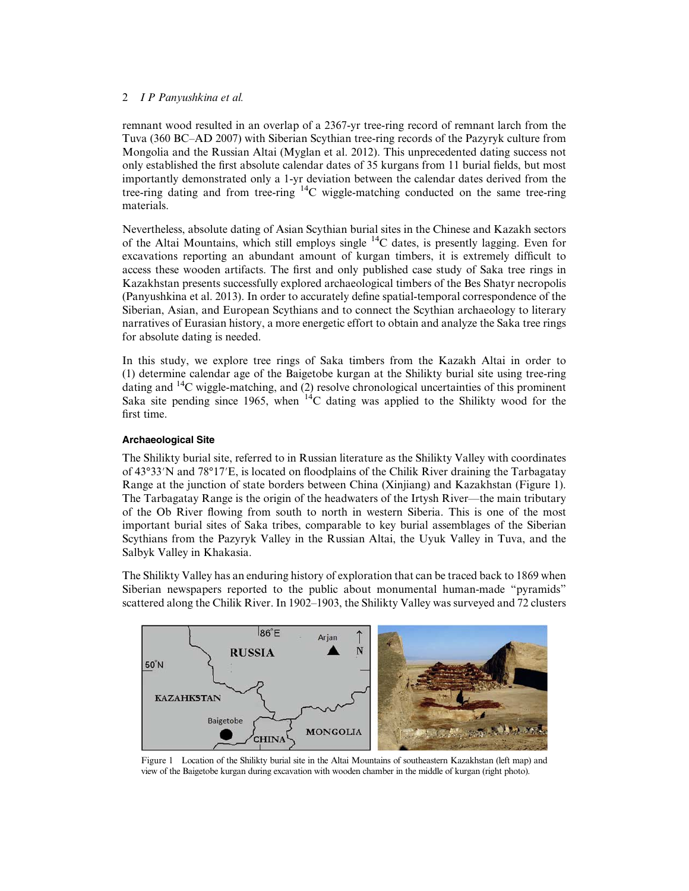remnant wood resulted in an overlap of a 2367-yr tree-ring record of remnant larch from the Tuva (360 BC–AD 2007) with Siberian Scythian tree-ring records of the Pazyryk culture from Mongolia and the Russian Altai (Myglan et al. 2012). This unprecedented dating success not only established the first absolute calendar dates of 35 kurgans from 11 burial fields, but most importantly demonstrated only a 1-yr deviation between the calendar dates derived from the tree-ring dating and from tree-ring $^{14}$C wiggle-matching conducted on the same tree-ring materials.

Nevertheless, absolute dating of Asian Scythian burial sites in the Chinese and Kazakh sectors of the Altai Mountains, which still employs single $^{14}$C dates, is presently lagging. Even for excavations reporting an abundant amount of kurgan timbers, it is extremely difficult to access these wooden artifacts. The first and only published case study of Saka tree rings in Kazakhstan presents successfully explored archaeological timbers of the Bes Shatyr necropolis (Panyushkina et al. 2013). In order to accurately define spatial-temporal correspondence of the Siberian, Asian, and European Scythians and to connect the Scythian archaeology to literary narratives of Eurasian history, a more energetic effort to obtain and analyze the Saka tree rings for absolute dating is needed.

In this study, we explore tree rings of Saka timbers from the Kazakh Altai in order to (1) determine calendar age of the Baigetobe kurgan at the Shilikty burial site using tree-ring dating and $^{14}$C wiggle-matching, and (2) resolve chronological uncertainties of this prominent Saka site pending since 1965, when $^{14}$C dating was applied to the Shilikty wood for the first time.

### Archaeological Site

The Shilikty burial site, referred to in Russian literature as the Shilikty Valley with coordinates of 43°33′N and 78°17′E, is located on floodplains of the Chilik River draining the Tarbagatay Range at the junction of state borders between China (Xinjiang) and Kazakhstan (Figure 1). The Tarbagatay Range is the origin of the headwaters of the Irtysh River—the main tributary of the Ob River flowing from south to north in western Siberia. This is one of the most important burial sites of Saka tribes, comparable to key burial assemblages of the Siberian Scythians from the Pazyryk Valley in the Russian Altai, the Uyuk Valley in Tuva, and the Salbyk Valley in Khakasia.

The Shilikty Valley has an enduring history of exploration that can be traced back to 1869 when Siberian newspapers reported to the public about monumental human-made "pyramids" scattered along the Chilik River. In 1902–1903, the Shilikty Valley was surveyed and 72 clusters

Figure 1 Location of the Shilikty burial site in the Altai Mountains of southeastern Kazakhstan (left map) and view of the Baigetobe kurgan during excavation with wooden chamber in the middle of kurgan (right photo).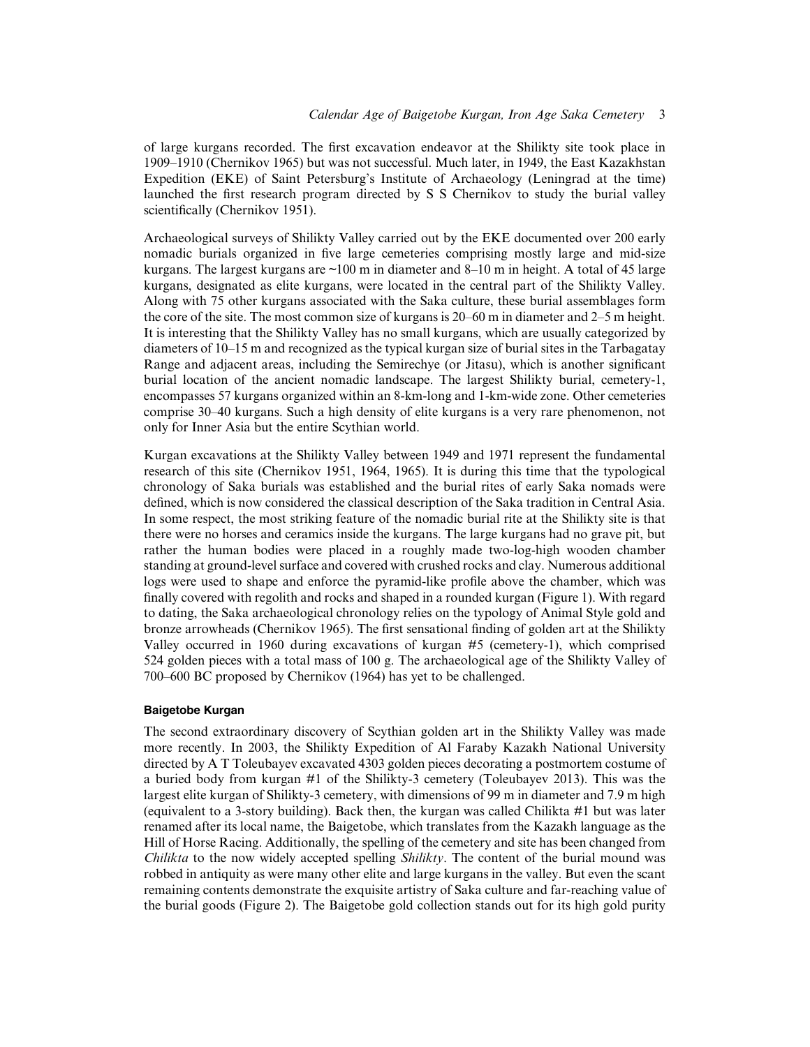of large kurgans recorded. The first excavation endeavor at the Shilikty site took place in 1909–1910 (Chernikov 1965) but was not successful. Much later, in 1949, the East Kazakhstan Expedition (EKE) of Saint Petersburg's Institute of Archaeology (Leningrad at the time) launched the first research program directed by S S Chernikov to study the burial valley scientifically (Chernikov 1951).

Archaeological surveys of Shilikty Valley carried out by the EKE documented over 200 early nomadic burials organized in five large cemeteries comprising mostly large and mid-size kurgans. The largest kurgans are ~100 m in diameter and 8–10 m in height. A total of 45 large kurgans, designated as elite kurgans, were located in the central part of the Shilikty Valley. Along with 75 other kurgans associated with the Saka culture, these burial assemblages form the core of the site. The most common size of kurgans is 20–60 m in diameter and 2–5 m height. It is interesting that the Shilikty Valley has no small kurgans, which are usually categorized by diameters of 10–15 m and recognized as the typical kurgan size of burial sites in the Tarbagatay Range and adjacent areas, including the Semirechye (or Jitasu), which is another significant burial location of the ancient nomadic landscape. The largest Shilikty burial, cemetery-1, encompasses 57 kurgans organized within an 8-km-long and 1-km-wide zone. Other cemeteries comprise 30–40 kurgans. Such a high density of elite kurgans is a very rare phenomenon, not only for Inner Asia but the entire Scythian world.

Kurgan excavations at the Shilikty Valley between 1949 and 1971 represent the fundamental research of this site (Chernikov 1951, 1964, 1965). It is during this time that the typological chronology of Saka burials was established and the burial rites of early Saka nomads were defined, which is now considered the classical description of the Saka tradition in Central Asia. In some respect, the most striking feature of the nomadic burial rite at the Shilikty site is that there were no horses and ceramics inside the kurgans. The large kurgans had no grave pit, but rather the human bodies were placed in a roughly made two-log-high wooden chamber standing at ground-level surface and covered with crushed rocks and clay. Numerous additional logs were used to shape and enforce the pyramid-like profile above the chamber, which was finally covered with regolith and rocks and shaped in a rounded kurgan (Figure 1). With regard to dating, the Saka archaeological chronology relies on the typology of Animal Style gold and bronze arrowheads (Chernikov 1965). The first sensational finding of golden art at the Shilikty Valley occurred in 1960 during excavations of kurgan #5 (cemetery-1), which comprised 524 golden pieces with a total mass of 100 g. The archaeological age of the Shilikty Valley of 700–600 BC proposed by Chernikov (1964) has yet to be challenged.

#### Baigetobe Kurgan

The second extraordinary discovery of Scythian golden art in the Shilikty Valley was made more recently. In 2003, the Shilikty Expedition of Al Faraby Kazakh National University directed by A T Toleubayev excavated 4303 golden pieces decorating a postmortem costume of a buried body from kurgan #1 of the Shilikty-3 cemetery (Toleubayev 2013). This was the largest elite kurgan of Shilikty-3 cemetery, with dimensions of 99 m in diameter and 7.9 m high (equivalent to a 3-story building). Back then, the kurgan was called Chilikta #1 but was later renamed after its local name, the Baigetobe, which translates from the Kazakh language as the Hill of Horse Racing. Additionally, the spelling of the cemetery and site has been changed from *Chilikta* to the now widely accepted spelling *Shilikty*. The content of the burial mound was robbed in antiquity as were many other elite and large kurgans in the valley. But even the scant remaining contents demonstrate the exquisite artistry of Saka culture and far-reaching value of the burial goods (Figure 2). The Baigetobe gold collection stands out for its high gold purity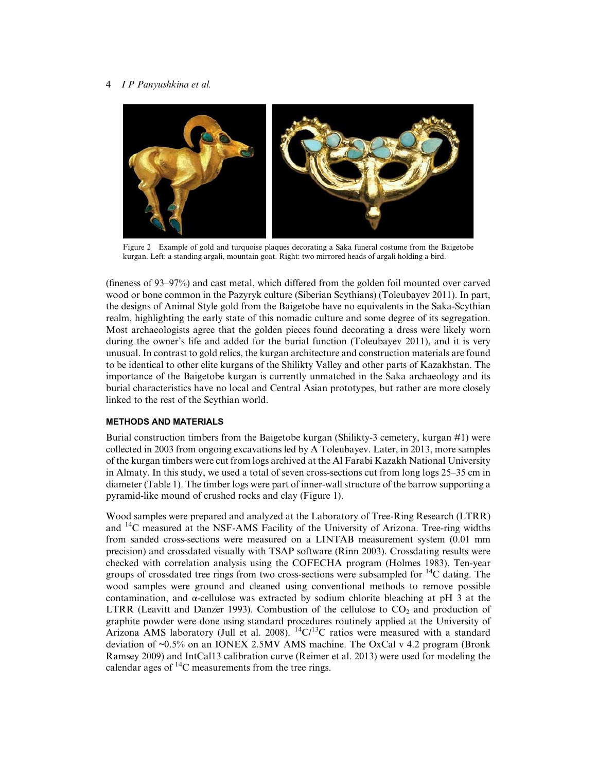Figure 2 Example of gold and turquoise plaques decorating a Saka funeral costume from the Baigetobe kurgan. Left: a standing argali, mountain goat. Right: two mirrored heads of argali holding a bird.

(fineness of 93–97%) and cast metal, which differed from the golden foil mounted over carved wood or bone common in the Pazyryk culture (Siberian Scythians) (Toleubayev 2011). In part, the designs of Animal Style gold from the Baigetobe have no equivalents in the Saka-Scythian realm, highlighting the early state of this nomadic culture and some degree of its segregation. Most archaeologists agree that the golden pieces found decorating a dress were likely worn during the owner's life and added for the burial function (Toleubayev 2011), and it is very unusual. In contrast to gold relics, the kurgan architecture and construction materials are found to be identical to other elite kurgans of the Shilikty Valley and other parts of Kazakhstan. The importance of the Baigetobe kurgan is currently unmatched in the Saka archaeology and its burial characteristics have no local and Central Asian prototypes, but rather are more closely linked to the rest of the Scythian world.

## METHODS AND MATERIALS

Burial construction timbers from the Baigetobe kurgan (Shilikty-3 cemetery, kurgan #1) were collected in 2003 from ongoing excavations led by A Toleubayev. Later, in 2013, more samples of the kurgan timbers were cut from logs archived at the Al Farabi Kazakh National University in Almaty. In this study, we used a total of seven cross-sections cut from long logs 25–35 cm in diameter (Table 1). The timber logs were part of inner-wall structure of the barrow supporting a pyramid-like mound of crushed rocks and clay (Figure 1).

Wood samples were prepared and analyzed at the Laboratory of Tree-Ring Research (LTRR) and $^{14}$C measured at the NSF-AMS Facility of the University of Arizona. Tree-ring widths from sanded cross-sections were measured on a LINTAB measurement system (0.01 mm precision) and crossdated visually with TSAP software (Rinn 2003). Crossdating results were checked with correlation analysis using the COFECHA program (Holmes 1983). Ten-year groups of crossdated tree rings from two cross-sections were subsampled for $^{14}$C dating. The wood samples were ground and cleaned using conventional methods to remove possible contamination, and α-cellulose was extracted by sodium chlorite bleaching at pH 3 at the LTRR (Leavitt and Danzer 1993). Combustion of the cellulose to $CO_2$ and production of graphite powder were done using standard procedures routinely applied at the University of Arizona AMS laboratory (Jull et al. 2008). $^{14}C/^{13}C$ ratios were measured with a standard deviation of ~0.5% on an IONEX 2.5MV AMS machine. The OxCal v 4.2 program (Bronk Ramsey 2009) and IntCal13 calibration curve (Reimer et al. 2013) were used for modeling the calendar ages of $^{14}$C measurements from the tree rings.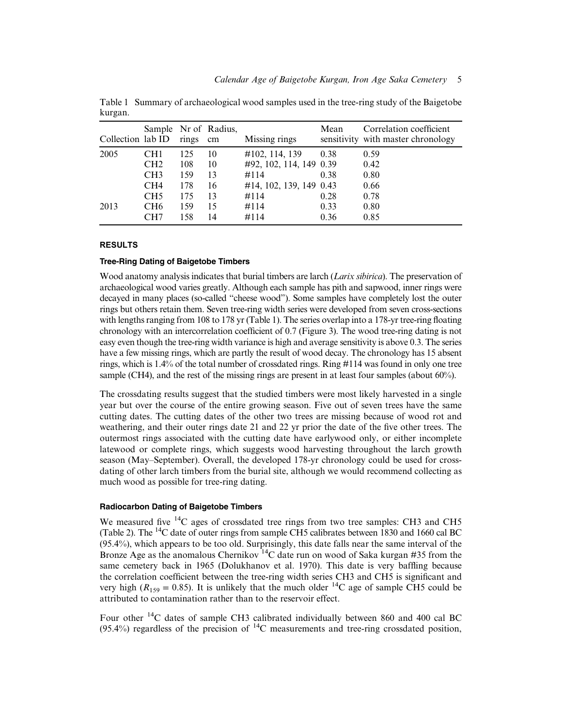Table 1 Summary of archaeological wood samples used in the tree-ring study of the Baigetobe kurgan.

| Collection | Sample lab ID | Nr of rings | Radius, cm | Missing rings | Mean sensitivity | Correlation coefficient with master chronology |
|---|---|---|---|---|---|---|
| 2005 | CH1 | 125 | 10 | #102, 114, 139 | 0.38 | 0.59 |
| | CH2 | 108 | 10 | #92, 102, 114, 149 | 0.39 | 0.42 |
| | CH3 | 159 | 13 | #114 | 0.38 | 0.80 |
| | CH4 | 178 | 16 | #14, 102, 139, 149 | 0.43 | 0.66 |
| | CH5 | 175 | 13 | #114 | 0.28 | 0.78 |
| 2013 | CH6 | 159 | 15 | #114 | 0.33 | 0.80 |
| | CH7 | 158 | 14 | #114 | 0.36 | 0.85 |

## RESULTS

### Tree-Ring Dating of Baigetobe Timbers

Wood anatomy analysis indicates that burial timbers are larch (*Larix sibirica*). The preservation of archaeological wood varies greatly. Although each sample has pith and sapwood, inner rings were decayed in many places (so-called "cheese wood"). Some samples have completely lost the outer rings but others retain them. Seven tree-ring width series were developed from seven cross-sections with lengths ranging from 108 to 178 yr (Table 1). The series overlap into a 178-yr tree-ring floating chronology with an intercorrelation coefficient of 0.7 (Figure 3). The wood tree-ring dating is not easy even though the tree-ring width variance is high and average sensitivity is above 0.3. The series have a few missing rings, which are partly the result of wood decay. The chronology has 15 absent rings, which is 1.4% of the total number of crossdated rings. Ring #114 was found in only one tree sample (CH4), and the rest of the missing rings are present in at least four samples (about 60%).

The crossdating results suggest that the studied timbers were most likely harvested in a single year but over the course of the entire growing season. Five out of seven trees have the same cutting dates. The cutting dates of the other two trees are missing because of wood rot and weathering, and their outer rings date 21 and 22 yr prior the date of the five other trees. The outermost rings associated with the cutting date have earlywood only, or either incomplete latewood or complete rings, which suggests wood harvesting throughout the larch growth season (May–September). Overall, the developed 178-yr chronology could be used for crossdating of other larch timbers from the burial site, although we would recommend collecting as much wood as possible for tree-ring dating.

### Radiocarbon Dating of Baigetobe Timbers

We measured five $^{14}C$ ages of crossdated tree rings from two tree samples: CH3 and CH5 (Table 2). The $^{14}C$ date of outer rings from sample CH5 calibrates between 1830 and 1660 cal BC (95.4%), which appears to be too old. Surprisingly, this date falls near the same interval of the Bronze Age as the anomalous Chernikov $^{14}C$ date run on wood of Saka kurgan #35 from the same cemetery back in 1965 (Dolukhanov et al. 1970). This date is very baffling because the correlation coefficient between the tree-ring width series CH3 and CH5 is significant and very high ($R_{159} = 0.85$). It is unlikely that the much older $^{14}C$ age of sample CH5 could be attributed to contamination rather than to the reservoir effect.

Four other $^{14}C$ dates of sample CH3 calibrated individually between 860 and 400 cal BC (95.4%) regardless of the precision of $^{14}C$ measurements and tree-ring crossdated position,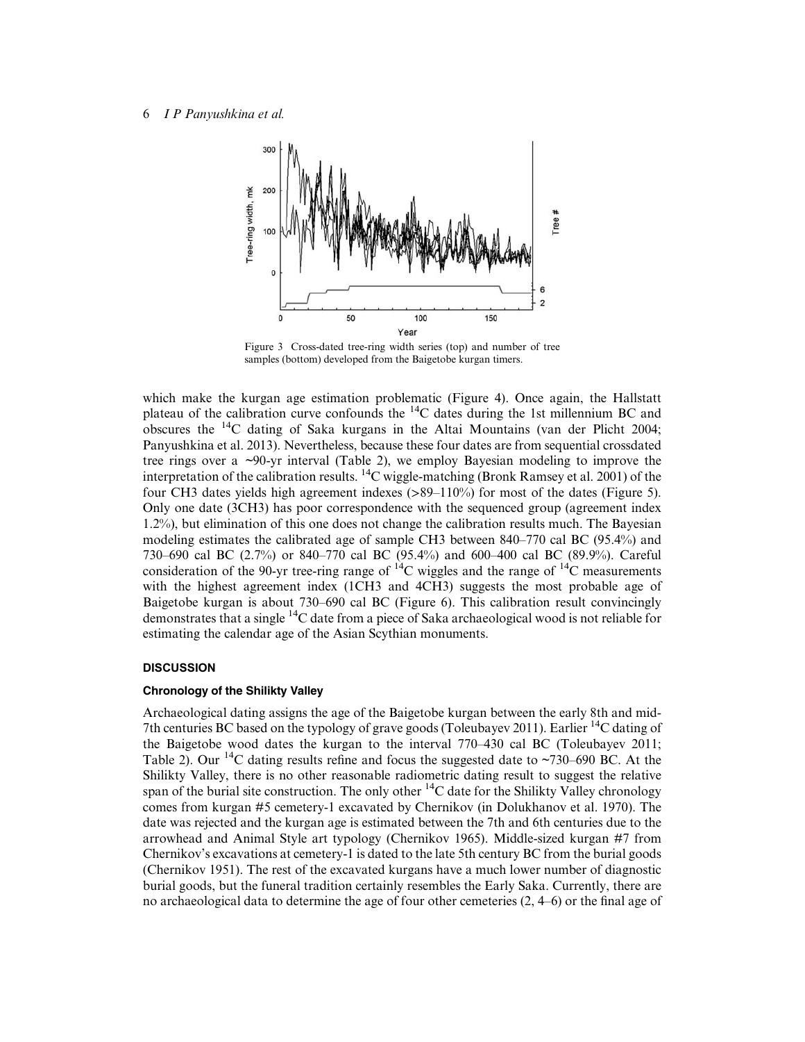Figure 3 Cross-dated tree-ring width series (top) and number of tree samples (bottom) developed from the Baigetobe kurgan timers.

which make the kurgan age estimation problematic (Figure 4). Once again, the Hallstatt plateau of the calibration curve confounds the $^{14}C$ dates during the 1st millennium BC and obscures the $^{14}C$ dating of Saka kurgans in the Altai Mountains (van der Plicht 2004; Panyushkina et al. 2013). Nevertheless, because these four dates are from sequential crossdated tree rings over a ~90-yr interval (Table 2), we employ Bayesian modeling to improve the interpretation of the calibration results. $^{14}C$ wiggle-matching (Bronk Ramsey et al. 2001) of the four CH3 dates yields high agreement indexes (>89–110%) for most of the dates (Figure 5). Only one date (3CH3) has poor correspondence with the sequenced group (agreement index 1.2%), but elimination of this one does not change the calibration results much. The Bayesian modeling estimates the calibrated age of sample CH3 between 840–770 cal BC (95.4%) and 730–690 cal BC (2.7%) or 840–770 cal BC (95.4%) and 600–400 cal BC (89.9%). Careful consideration of the 90-yr tree-ring range of $^{14}C$ wiggles and the range of $^{14}C$ measurements with the highest agreement index (1CH3 and 4CH3) suggests the most probable age of Baigetobe kurgan is about 730–690 cal BC (Figure 6). This calibration result convincingly demonstrates that a single $^{14}C$ date from a piece of Saka archaeological wood is not reliable for estimating the calendar age of the Asian Scythian monuments.

## DISCUSSION

### Chronology of the Shilikty Valley

Archaeological dating assigns the age of the Baigetobe kurgan between the early 8th and mid-7th centuries BC based on the typology of grave goods (Toleubayev 2011). Earlier $^{14}C$ dating of the Baigetobe wood dates the kurgan to the interval 770–430 cal BC (Toleubayev 2011; Table 2). Our $^{14}C$ dating results refine and focus the suggested date to ~730–690 BC. At the Shilikty Valley, there is no other reasonable radiometric dating result to suggest the relative span of the burial site construction. The only other $^{14}C$ date for the Shilikty Valley chronology comes from kurgan #5 cemetery-1 excavated by Chernikov (in Dolukhanov et al. 1970). The date was rejected and the kurgan age is estimated between the 7th and 6th centuries due to the arrowhead and Animal Style art typology (Chernikov 1965). Middle-sized kurgan #7 from Chernikov's excavations at cemetery-1 is dated to the late 5th century BC from the burial goods (Chernikov 1951). The rest of the excavated kurgans have a much lower number of diagnostic burial goods, but the funeral tradition certainly resembles the Early Saka. Currently, there are no archaeological data to determine the age of four other cemeteries (2, 4–6) or the final age of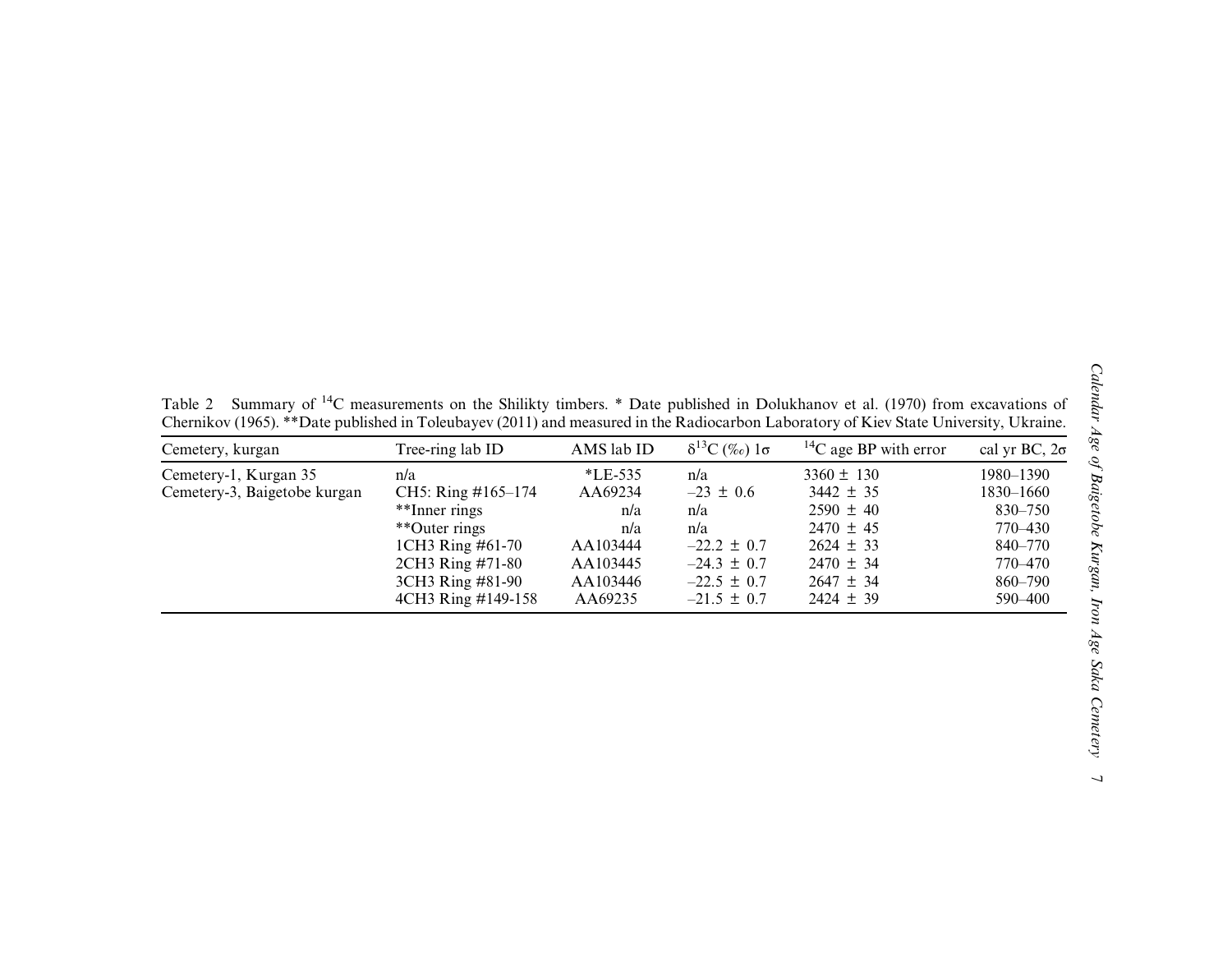Table 2 Summary of $^{14}C$ measurements on the Shilikty timbers. * Date published in Dolukhanov et al. (1970) from excavations of Chernikov (1965). **Date published in Toleubayev (2011) and measured in the Radiocarbon Laboratory of Kiev State University, Ukraine.

| Cemetery, kurgan | Tree-ring lab ID | AMS lab ID | $\delta^{13}C$ (‰) 1σ | $^{14}C$ age BP with error | cal yr BC, 2σ |
|---|---|---|---|---|---|
| Cemetery-1, Kurgan 35 | n/a | *LE-535 | n/a | 3360 ± 130 | 1980–1390 |
| Cemetery-3, Baigetobe kurgan | CH5: Ring #165–174 | AA69234 | –23 ± 0.6 | 3442 ± 35 | 1830–1660 |
| | **Inner rings | n/a | n/a | 2590 ± 40 | 830–750 |
| | **Outer rings | n/a | n/a | 2470 ± 45 | 770–430 |
| | 1CH3 Ring #61-70 | AA103444 | –22.2 ± 0.7 | 2624 ± 33 | 840–770 |
| | 2CH3 Ring #71-80 | AA103445 | –24.3 ± 0.7 | 2470 ± 34 | 770–470 |
| | 3CH3 Ring #81-90 | AA103446 | –22.5 ± 0.7 | 2647 ± 34 | 860–790 |
| | 4CH3 Ring #149-158 | AA69235 | –21.5 ± 0.7 | 2424 ± 39 | 590–400 |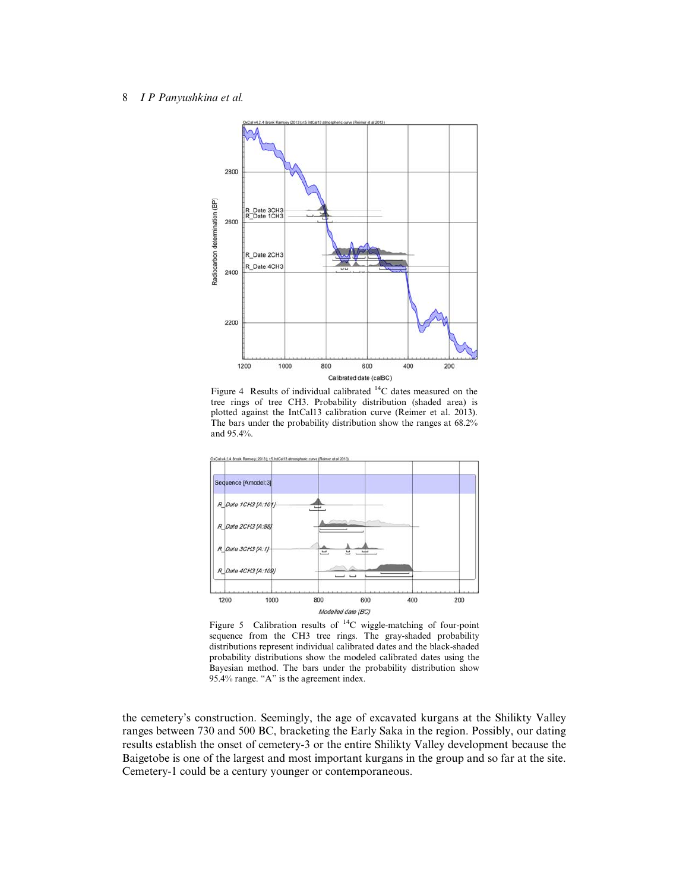Figure 4 Results of individual calibrated $^{14}C$ dates measured on the tree rings of tree CH3. Probability distribution (shaded area) is plotted against the IntCal13 calibration curve (Reimer et al. 2013). The bars under the probability distribution show the ranges at 68.2% and 95.4%.

Figure 5 Calibration results of $^{14}C$ wiggle-matching of four-point sequence from the CH3 tree rings. The gray-shaded probability distributions represent individual calibrated dates and the black-shaded probability distributions show the modeled calibrated dates using the Bayesian method. The bars under the probability distribution show 95.4% range. "A" is the agreement index.

the cemetery's construction. Seemingly, the age of excavated kurgans at the Shilikty Valley ranges between 730 and 500 BC, bracketing the Early Saka in the region. Possibly, our dating results establish the onset of cemetery-3 or the entire Shilikty Valley development because the Baigetobe is one of the largest and most important kurgans in the group and so far at the site. Cemetery-1 could be a century younger or contemporaneous.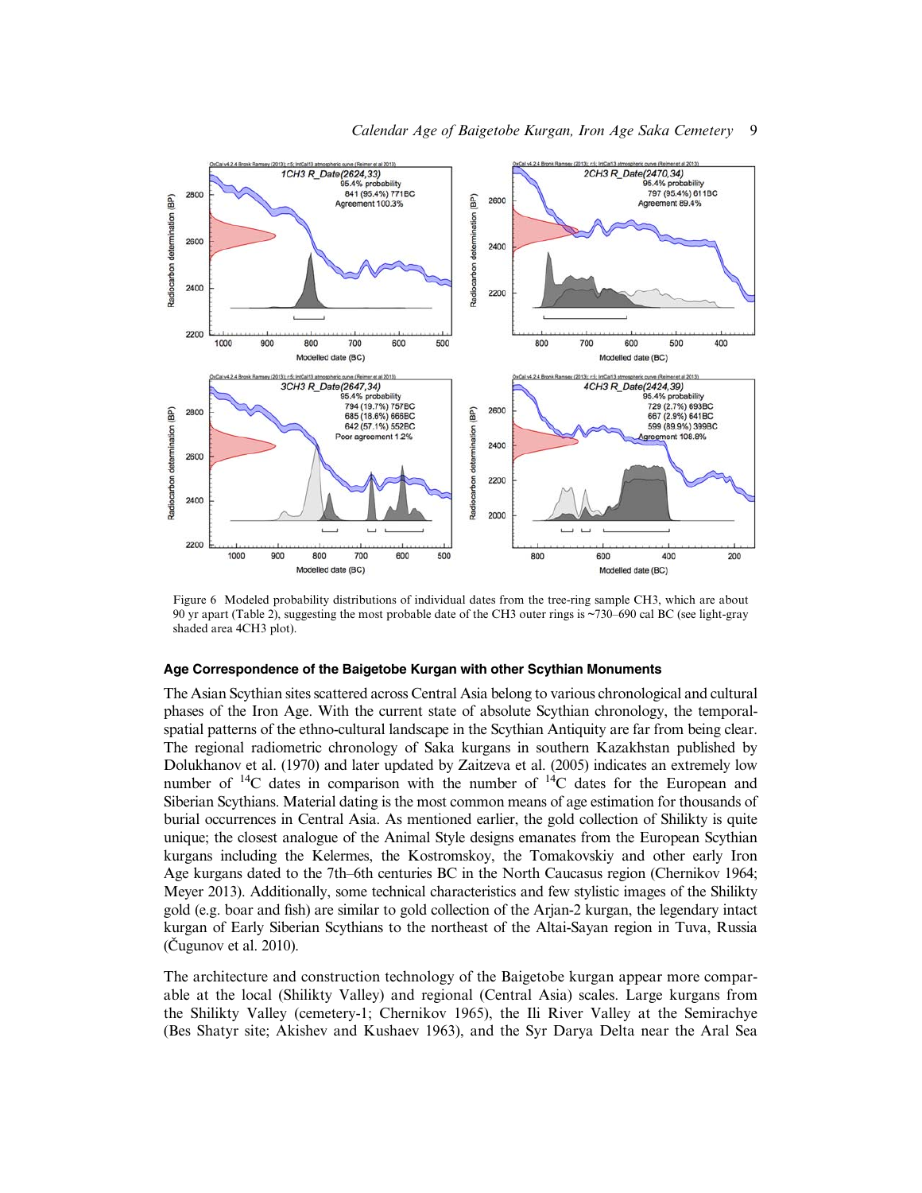Figure 6 Modeled probability distributions of individual dates from the tree-ring sample CH3, which are about 90 yr apart (Table 2), suggesting the most probable date of the CH3 outer rings is ~730–690 cal BC (see light-gray shaded area 4CH3 plot).

#### Age Correspondence of the Baigetobe Kurgan with other Scythian Monuments

The Asian Scythian sites scattered across Central Asia belong to various chronological and cultural phases of the Iron Age. With the current state of absolute Scythian chronology, the temporal-spatial patterns of the ethno-cultural landscape in the Scythian Antiquity are far from being clear. The regional radiometric chronology of Saka kurgans in southern Kazakhstan published by Dolukhanov et al. (1970) and later updated by Zaitzeva et al. (2005) indicates an extremely low number of $^{14}C$ dates in comparison with the number of $^{14}C$ dates for the European and Siberian Scythians. Material dating is the most common means of age estimation for thousands of burial occurrences in Central Asia. As mentioned earlier, the gold collection of Shilikty is quite unique; the closest analogue of the Animal Style designs emanates from the European Scythian kurgans including the Kelermes, the Kostromskoy, the Tomakovskiy and other early Iron Age kurgans dated to the 7th–6th centuries BC in the North Caucasus region (Chernikov 1964; Meyer 2013). Additionally, some technical characteristics and few stylistic images of the Shilikty gold (e.g. boar and fish) are similar to gold collection of the Arjan-2 kurgan, the legendary intact kurgan of Early Siberian Scythians to the northeast of the Altai-Sayan region in Tuva, Russia (Čugunov et al. 2010).

The architecture and construction technology of the Baigetobe kurgan appear more comparable at the local (Shilikty Valley) and regional (Central Asia) scales. Large kurgans from the Shilikty Valley (cemetery-1; Chernikov 1965), the Ili River Valley at the Semirachye (Bes Shatyr site; Akishev and Kushaev 1963), and the Syr Darya Delta near the Aral Sea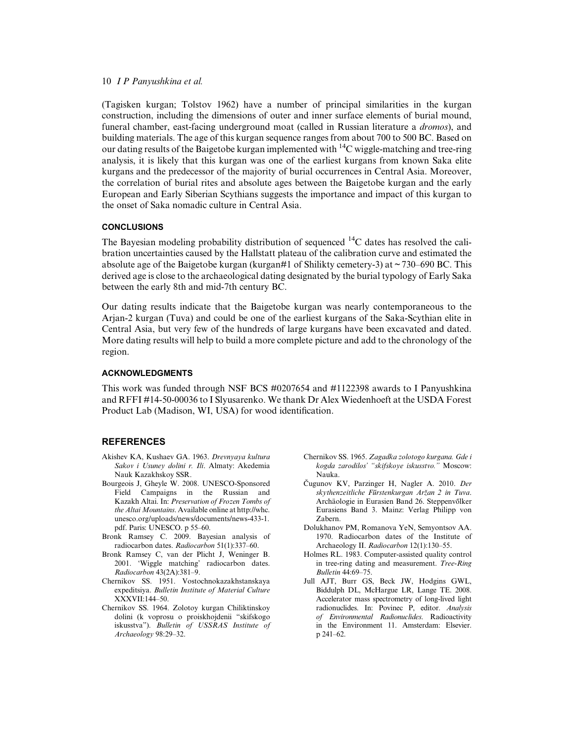(Tagisken kurgan; Tolstov 1962) have a number of principal similarities in the kurgan construction, including the dimensions of outer and inner surface elements of burial mound, funeral chamber, east-facing underground moat (called in Russian literature a *dromos*), and building materials. The age of this kurgan sequence ranges from about 700 to 500 BC. Based on our dating results of the Baigetobe kurgan implemented with $^{14}C$ wiggle-matching and tree-ring analysis, it is likely that this kurgan was one of the earliest kurgans from known Saka elite kurgans and the predecessor of the majority of burial occurrences in Central Asia. Moreover, the correlation of burial rites and absolute ages between the Baigetobe kurgan and the early European and Early Siberian Scythians suggests the importance and impact of this kurgan to the onset of Saka nomadic culture in Central Asia.

## CONCLUSIONS

The Bayesian modeling probability distribution of sequenced $^{14}C$ dates has resolved the calibration uncertainties caused by the Hallstatt plateau of the calibration curve and estimated the absolute age of the Baigetobe kurgan (kurgan#1 of Shilikty cemetery-3) at ~730–690 BC. This derived age is close to the archaeological dating designated by the burial typology of Early Saka between the early 8th and mid-7th century BC.

Our dating results indicate that the Baigetobe kurgan was nearly contemporaneous to the Arjan-2 kurgan (Tuva) and could be one of the earliest kurgans of the Saka-Scythian elite in Central Asia, but very few of the hundreds of large kurgans have been excavated and dated. More dating results will help to build a more complete picture and add to the chronology of the region.

## ACKNOWLEDGMENTS

This work was funded through NSF BCS #0207654 and #1122398 awards to I Panyushkina and RFFI #14-50-00036 to I Slyusarenko. We thank Dr Alex Wiedenhoeft at the USDA Forest Product Lab (Madison, WI, USA) for wood identification.

## REFERENCES

Akishev KA, Kushaev GA. 1963. *Drevnyaya kultura Sakov i Usuney dolini r. Ili*. Almaty: Akedemia Nauk Kazakhskoy SSR.

Bourgeois J, Gheyle W. 2008. UNESCO-Sponsored Field Campaigns in the Russian and Kazakh Altai. In: *Preservation of Frozen Tombs of the Altai Mountains*. Available online at http://whc.unesco.org/uploads/news/documents/news-433-1.pdf. Paris: UNESCO. p 55–60.

Bronk Ramsey C. 2009. Bayesian analysis of radiocarbon dates. *Radiocarbon* 51(1):337–60.

Bronk Ramsey C, van der Plicht J, Weninger B. 2001. 'Wiggle matching' radiocarbon dates. *Radiocarbon* 43(2A):381–9.

Chernikov SS. 1951. Vostochnokazakhstanskaya expeditsiya. *Bulletin Institute of Material Culture* XXXVII:144–50.

Chernikov SS. 1964. Zolotoy kurgan Chiliktinskoy dolini (k voprosu o proiskhojdenii "skifskogo iskusstva"). *Bulletin of USSRAS Institute of Archaeology* 98:29–32.

Chernikov SS. 1965. *Zagadka zolotogo kurgana. Gde i kogda zarodilos' "skifskoye iskusstvo."* Moscow: Nauka.

Čugunov KV, Parzinger H, Nagler A. 2010. *Der skythenzeitliche Fűrstenkurgan Aržan 2 in Tuva*. Archäologie in Eurasien Band 26. Steppenvőlker Eurasiens Band 3. Mainz: Verlag Philipp von Zabern.

Dolukhanov PM, Romanova YeN, Semyontsov AA. 1970. Radiocarbon dates of the Institute of Archaeology II. *Radiocarbon* 12(1):130–55.

Holmes RL. 1983. Computer-assisted quality control in tree-ring dating and measurement. *Tree-Ring Bulletin* 44:69–75.

Jull AJT, Burr GS, Beck JW, Hodgins GWL, Biddulph DL, McHargue LR, Lange TE. 2008. Accelerator mass spectrometry of long-lived light radionuclides. In: Povinec P, editor. *Analysis of Environmental Radionuclides*. Radioactivity in the Environment 11. Amsterdam: Elsevier. p 241–62.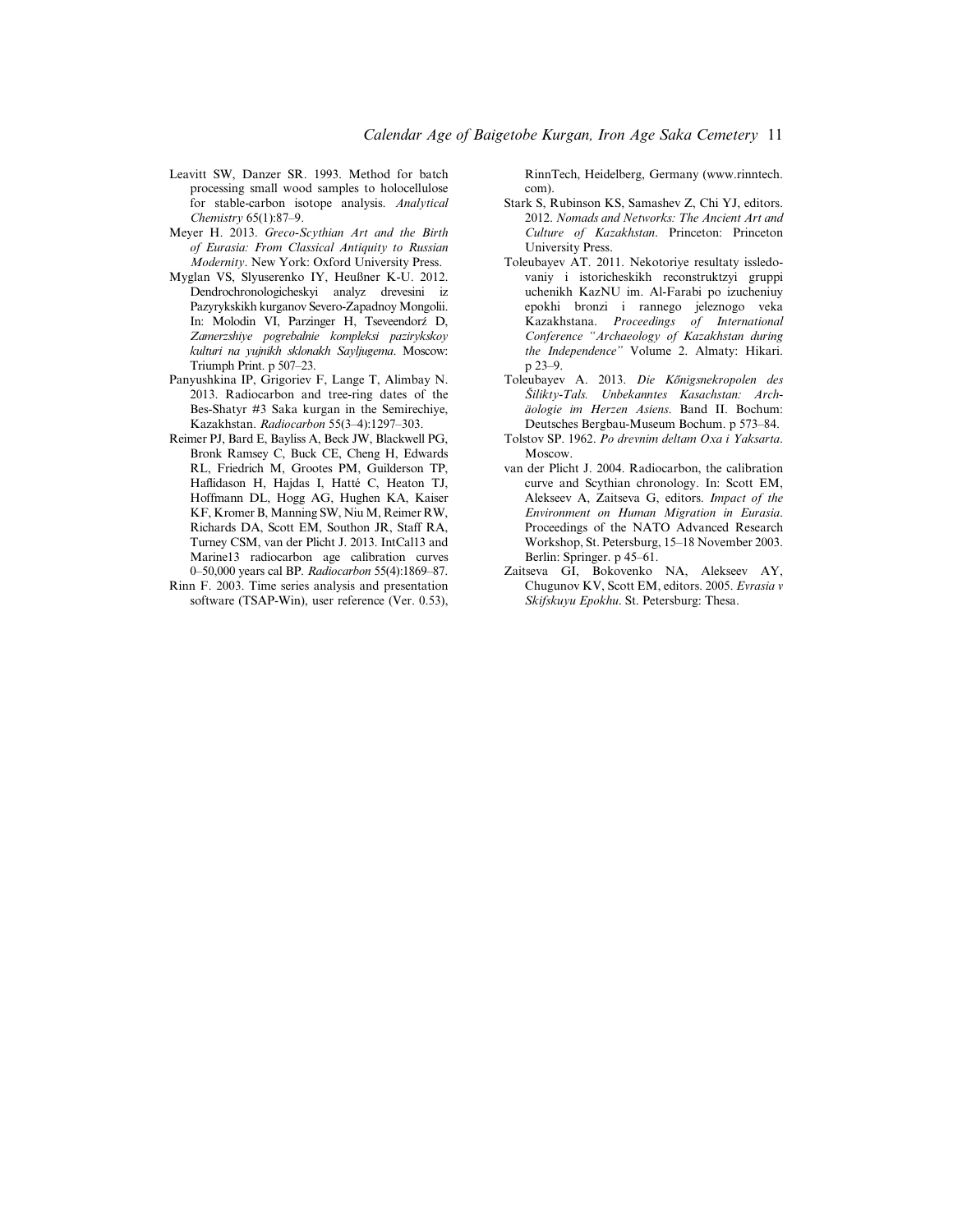Leavitt SW, Danzer SR. 1993. Method for batch processing small wood samples to holocellulose for stable-carbon isotope analysis. *Analytical Chemistry* 65(1):87–9.

Meyer H. 2013. *Greco-Scythian Art and the Birth of Eurasia: From Classical Antiquity to Russian Modernity*. New York: Oxford University Press.

Myglan VS, Slyuserenko IY, Heußner K-U. 2012. Dendrochronologicheskyi analyz drevesini iz Pazyrykskikh kurganov Severo-Zapadnoy Mongolii. In: Molodin VI, Parzinger H, Tseveendorź D, *Zamerzshiye pogrebalnie kompleksi pazirykskoy kulturi na yujnikh sklonakh Sayljugema*. Moscow: Triumph Print. p 507–23.

Panyushkina IP, Grigoriev F, Lange T, Alimbay N. 2013. Radiocarbon and tree-ring dates of the Bes-Shatyr #3 Saka kurgan in the Semirechiye, Kazakhstan. *Radiocarbon* 55(3–4):1297–303.

Reimer PJ, Bard E, Bayliss A, Beck JW, Blackwell PG, Bronk Ramsey C, Buck CE, Cheng H, Edwards RL, Friedrich M, Grootes PM, Guilderson TP, Haflidason H, Hajdas I, Hatté C, Heaton TJ, Hoffmann DL, Hogg AG, Hughen KA, Kaiser KF, Kromer B, Manning SW, Niu M, Reimer RW, Richards DA, Scott EM, Southon JR, Staff RA, Turney CSM, van der Plicht J. 2013. IntCal13 and Marine13 radiocarbon age calibration curves 0–50,000 years cal BP. *Radiocarbon* 55(4):1869–87.

Rinn F. 2003. Time series analysis and presentation software (TSAP-Win), user reference (Ver. 0.53), RinnTech, Heidelberg, Germany (www.rinntech.com).

Stark S, Rubinson KS, Samashev Z, Chi YJ, editors. 2012. *Nomads and Networks: The Ancient Art and Culture of Kazakhstan*. Princeton: Princeton University Press.

Toleubayev AT. 2011. Nekotoriye resultaty issledovaniy i istoricheskikh reconstruktzyi gruppi uchenikh KazNU im. Al-Farabi po izucheniuy epokhi bronzi i rannego jeleznogo veka Kazakhstana. *Proceedings of International Conference "Archaeology of Kazakhstan during the Independence"* Volume 2. Almaty: Hikari. p 23–9.

Toleubayev A. 2013. *Die Kőnigsnekropolen des Šilikty-Tals. Unbekanntes Kasachstan: Archäologie im Herzen Asiens*. Band II. Bochum: Deutsches Bergbau-Museum Bochum. p 573–84.

Tolstov SP. 1962. *Po drevnim deltam Oxa i Yaksarta*. Moscow.

van der Plicht J. 2004. Radiocarbon, the calibration curve and Scythian chronology. In: Scott EM, Alekseev A, Zaitseva G, editors. *Impact of the Environment on Human Migration in Eurasia*. Proceedings of the NATO Advanced Research Workshop, St. Petersburg, 15–18 November 2003. Berlin: Springer. p 45–61.

Zaitseva GI, Bokovenko NA, Alekseev AY, Chugunov KV, Scott EM, editors. 2005. *Evrasia v Skifskuyu Epokhu*. St. Petersburg: Thesa.